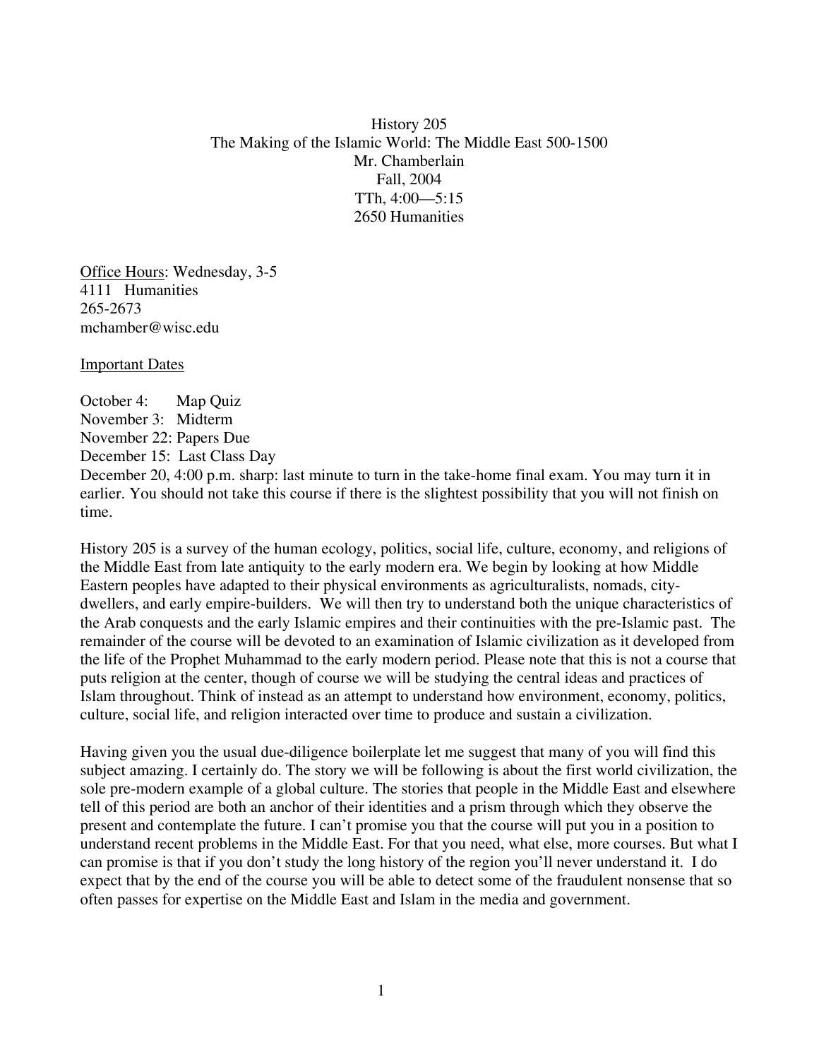# History 205
## The Making of the Islamic World: The Middle East 500-1500

Mr. Chamberlain
Fall, 2004
TTh, 4:00—5:15
2650 Humanities

Office Hours: Wednesday, 3-5
4111 Humanities
265-2673
mchamber@wisc.edu

Important Dates

October 4: Map Quiz
November 3: Midterm
November 22: Papers Due
December 15: Last Class Day
December 20, 4:00 p.m. sharp: last minute to turn in the take-home final exam. You may turn it in earlier. You should not take this course if there is the slightest possibility that you will not finish on time.

History 205 is a survey of the human ecology, politics, social life, culture, economy, and religions of the Middle East from late antiquity to the early modern era. We begin by looking at how Middle Eastern peoples have adapted to their physical environments as agriculturalists, nomads, city-dwellers, and early empire-builders. We will then try to understand both the unique characteristics of the Arab conquests and the early Islamic empires and their continuities with the pre-Islamic past. The remainder of the course will be devoted to an examination of Islamic civilization as it developed from the life of the Prophet Muhammad to the early modern period. Please note that this is not a course that puts religion at the center, though of course we will be studying the central ideas and practices of Islam throughout. Think of instead as an attempt to understand how environment, economy, politics, culture, social life, and religion interacted over time to produce and sustain a civilization.

Having given you the usual due-diligence boilerplate let me suggest that many of you will find this subject amazing. I certainly do. The story we will be following is about the first world civilization, the sole pre-modern example of a global culture. The stories that people in the Middle East and elsewhere tell of this period are both an anchor of their identities and a prism through which they observe the present and contemplate the future. I can't promise you that the course will put you in a position to understand recent problems in the Middle East. For that you need, what else, more courses. But what I can promise is that if you don't study the long history of the region you'll never understand it. I do expect that by the end of the course you will be able to detect some of the fraudulent nonsense that so often passes for expertise on the Middle East and Islam in the media and government.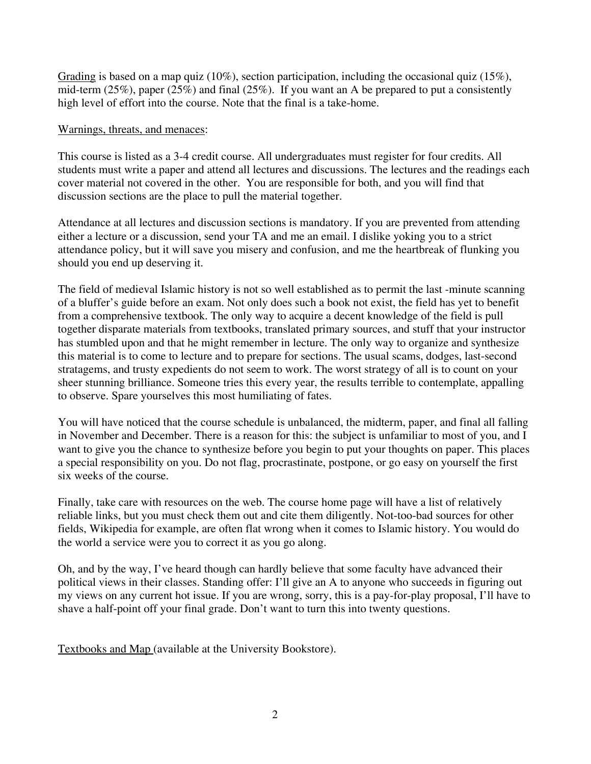<u>Grading</u> is based on a map quiz (10%), section participation, including the occasional quiz (15%), mid-term (25%), paper (25%) and final (25%). If you want an A be prepared to put a consistently high level of effort into the course. Note that the final is a take-home.

<u>Warnings, threats, and menaces</u>:

This course is listed as a 3-4 credit course. All undergraduates must register for four credits. All students must write a paper and attend all lectures and discussions. The lectures and the readings each cover material not covered in the other. You are responsible for both, and you will find that discussion sections are the place to pull the material together.

Attendance at all lectures and discussion sections is mandatory. If you are prevented from attending either a lecture or a discussion, send your TA and me an email. I dislike yoking you to a strict attendance policy, but it will save you misery and confusion, and me the heartbreak of flunking you should you end up deserving it.

The field of medieval Islamic history is not so well established as to permit the last -minute scanning of a bluffer's guide before an exam. Not only does such a book not exist, the field has yet to benefit from a comprehensive textbook. The only way to acquire a decent knowledge of the field is pull together disparate materials from textbooks, translated primary sources, and stuff that your instructor has stumbled upon and that he might remember in lecture. The only way to organize and synthesize this material is to come to lecture and to prepare for sections. The usual scams, dodges, last-second stratagems, and trusty expedients do not seem to work. The worst strategy of all is to count on your sheer stunning brilliance. Someone tries this every year, the results terrible to contemplate, appalling to observe. Spare yourselves this most humiliating of fates.

You will have noticed that the course schedule is unbalanced, the midterm, paper, and final all falling in November and December. There is a reason for this: the subject is unfamiliar to most of you, and I want to give you the chance to synthesize before you begin to put your thoughts on paper. This places a special responsibility on you. Do not flag, procrastinate, postpone, or go easy on yourself the first six weeks of the course.

Finally, take care with resources on the web. The course home page will have a list of relatively reliable links, but you must check them out and cite them diligently. Not-too-bad sources for other fields, Wikipedia for example, are often flat wrong when it comes to Islamic history. You would do the world a service were you to correct it as you go along.

Oh, and by the way, I've heard though can hardly believe that some faculty have advanced their political views in their classes. Standing offer: I'll give an A to anyone who succeeds in figuring out my views on any current hot issue. If you are wrong, sorry, this is a pay-for-play proposal, I'll have to shave a half-point off your final grade. Don't want to turn this into twenty questions.

<u>Textbooks and Map</u> (available at the University Bookstore).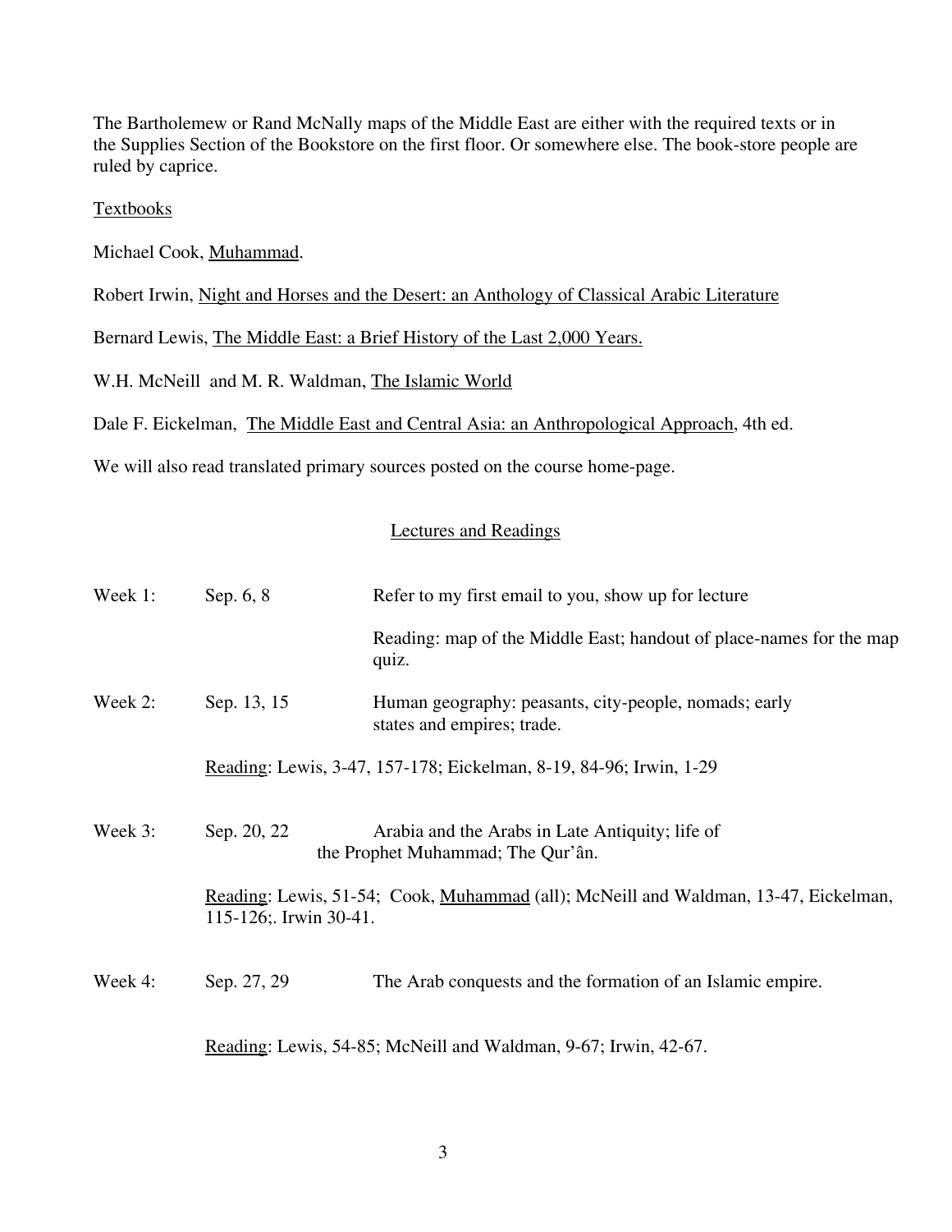The Bartholemew or Rand McNally maps of the Middle East are either with the required texts or in the Supplies Section of the Bookstore on the first floor. Or somewhere else. The book-store people are ruled by caprice.

Textbooks

Michael Cook, Muhammad.

Robert Irwin, Night and Horses and the Desert: an Anthology of Classical Arabic Literature

Bernard Lewis, The Middle East: a Brief History of the Last 2,000 Years.

W.H. McNeill and M. R. Waldman, The Islamic World

Dale F. Eickelman, The Middle East and Central Asia: an Anthropological Approach, 4th ed.

We will also read translated primary sources posted on the course home-page.

## Lectures and Readings

Week 1: Sep. 6, 8 — Refer to my first email to you, show up for lecture

Reading: map of the Middle East; handout of place-names for the map quiz.

Week 2: Sep. 13, 15 — Human geography: peasants, city-people, nomads; early states and empires; trade.

Reading: Lewis, 3-47, 157-178; Eickelman, 8-19, 84-96; Irwin, 1-29

Week 3: Sep. 20, 22 — Arabia and the Arabs in Late Antiquity; life of the Prophet Muhammad; The Qur'ân.

Reading: Lewis, 51-54; Cook, Muhammad (all); McNeill and Waldman, 13-47, Eickelman, 115-126;. Irwin 30-41.

Week 4: Sep. 27, 29 — The Arab conquests and the formation of an Islamic empire.

Reading: Lewis, 54-85; McNeill and Waldman, 9-67; Irwin, 42-67.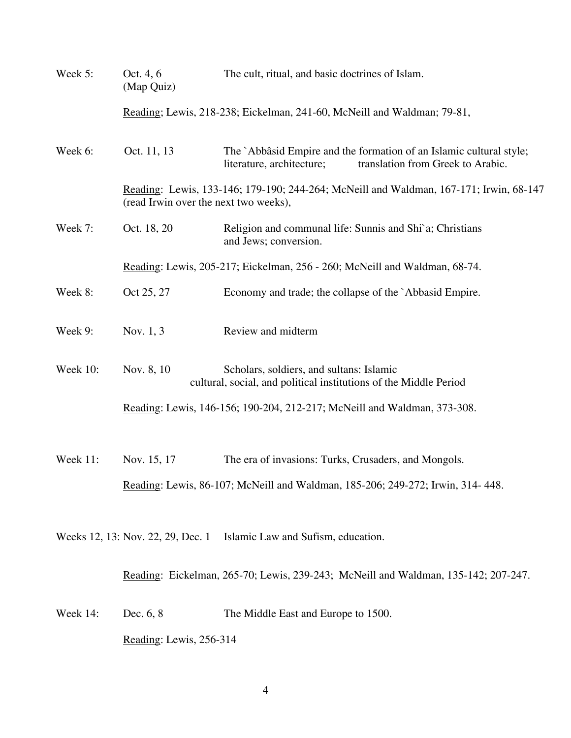Week 5: Oct. 4, 6 (Map Quiz) — The cult, ritual, and basic doctrines of Islam.

<u>Reading</u>; Lewis, 218-238; Eickelman, 241-60, McNeill and Waldman; 79-81,

Week 6: Oct. 11, 13 — The `Abbâsid Empire and the formation of an Islamic cultural style; literature, architecture; translation from Greek to Arabic.

<u>Reading</u>: Lewis, 133-146; 179-190; 244-264; McNeill and Waldman, 167-171; Irwin, 68-147 (read Irwin over the next two weeks),

Week 7: Oct. 18, 20 — Religion and communal life: Sunnis and Shi`a; Christians and Jews; conversion.

<u>Reading</u>: Lewis, 205-217; Eickelman, 256 - 260; McNeill and Waldman, 68-74.

Week 8: Oct 25, 27 — Economy and trade; the collapse of the `Abbasid Empire.

Week 9: Nov. 1, 3 — Review and midterm

Week 10: Nov. 8, 10 — Scholars, soldiers, and sultans: Islamic cultural, social, and political institutions of the Middle Period

<u>Reading</u>: Lewis, 146-156; 190-204, 212-217; McNeill and Waldman, 373-308.

Week 11: Nov. 15, 17 — The era of invasions: Turks, Crusaders, and Mongols.

<u>Reading</u>: Lewis, 86-107; McNeill and Waldman, 185-206; 249-272; Irwin, 314- 448.

Weeks 12, 13: Nov. 22, 29, Dec. 1 — Islamic Law and Sufism, education.

<u>Reading</u>: Eickelman, 265-70; Lewis, 239-243; McNeill and Waldman, 135-142; 207-247.

Week 14: Dec. 6, 8 — The Middle East and Europe to 1500.

<u>Reading</u>: Lewis, 256-314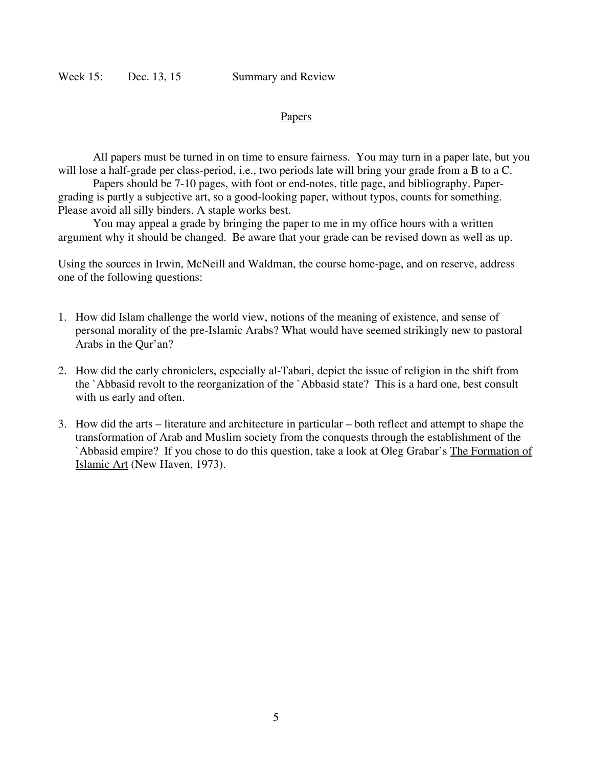Week 15: Dec. 13, 15 Summary and Review

## Papers

All papers must be turned in on time to ensure fairness. You may turn in a paper late, but you will lose a half-grade per class-period, i.e., two periods late will bring your grade from a B to a C.

Papers should be 7-10 pages, with foot or end-notes, title page, and bibliography. Paper-grading is partly a subjective art, so a good-looking paper, without typos, counts for something. Please avoid all silly binders. A staple works best.

You may appeal a grade by bringing the paper to me in my office hours with a written argument why it should be changed. Be aware that your grade can be revised down as well as up.

Using the sources in Irwin, McNeill and Waldman, the course home-page, and on reserve, address one of the following questions:

1. How did Islam challenge the world view, notions of the meaning of existence, and sense of personal morality of the pre-Islamic Arabs? What would have seemed strikingly new to pastoral Arabs in the Qur'an?

2. How did the early chroniclers, especially al-Tabari, depict the issue of religion in the shift from the `Abbasid revolt to the reorganization of the `Abbasid state? This is a hard one, best consult with us early and often.

3. How did the arts – literature and architecture in particular – both reflect and attempt to shape the transformation of Arab and Muslim society from the conquests through the establishment of the `Abbasid empire? If you chose to do this question, take a look at Oleg Grabar's <u>The Formation of Islamic Art</u> (New Haven, 1973).